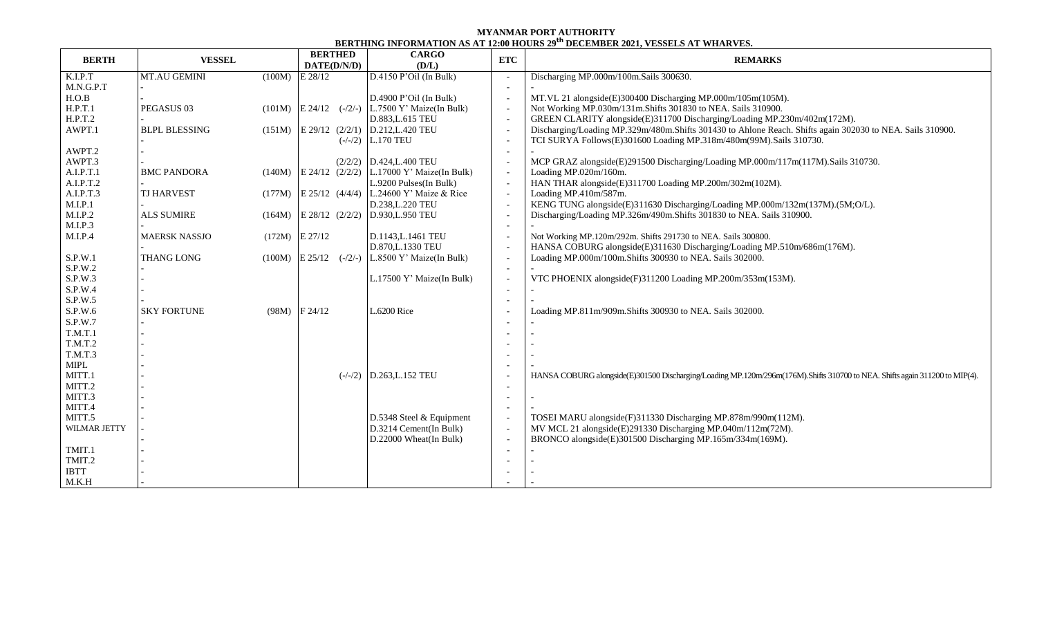**MYANMAR PORT AUTHORITY**

**BERTHING INFORMATION AS AT 12:00 HOURS 29th DECEMBER 2021, VESSELS AT WHARVES.**

| BERTH | VESSEL | | BERTHED DATE(D/N/D) | CARGO (D/L) | ETC | REMARKS |
|---|---|---|---|---|---|---|
| K.I.P.T | MT.AU GEMINI | (100M) | E 28/12 | D.4150 P'Oil (In Bulk) | - | Discharging MP.000m/100m.Sails 300630. |
| M.N.G.P.T | - | | | | - | - |
| H.O.B | - | | | D.4900 P'Oil (In Bulk) | - | MT.VL 21 alongside(E)300400 Discharging MP.000m/105m(105M). |
| H.P.T.1 | PEGASUS 03 | (101M) | E 24/12 (-/2/-) | L.7500 Y' Maize(In Bulk) | - | Not Working MP.030m/131m.Shifts 301830 to NEA. Sails 310900. |
| H.P.T.2 | - | | | D.883,L.615 TEU | - | GREEN CLARITY alongside(E)311700 Discharging/Loading MP.230m/402m(172M). |
| AWPT.1 | BLPL BLESSING | (151M) | E 29/12 (2/2/1) | D.212,L.420 TEU | - | Discharging/Loading MP.329m/480m.Shifts 301430 to Ahlone Reach. Shifts again 302030 to NEA. Sails 310900. |
| | - | | (-/-/2) | L.170 TEU | - | TCI SURYA Follows(E)301600 Loading MP.318m/480m(99M).Sails 310730. |
| AWPT.2 | - | | | | - | - |
| AWPT.3 | - | | (2/2/2) | D.424,L.400 TEU | - | MCP GRAZ alongside(E)291500 Discharging/Loading MP.000m/117m(117M).Sails 310730. |
| A.I.P.T.1 | BMC PANDORA | (140M) | E 24/12 (2/2/2) | L.17000 Y' Maize(In Bulk) | - | Loading MP.020m/160m. |
| A.I.P.T.2 | - | | | L.9200 Pulses(In Bulk) | - | HAN THAR alongside(E)311700 Loading MP.200m/302m(102M). |
| A.I.P.T.3 | TJ HARVEST | (177M) | E 25/12 (4/4/4) | L.24600 Y' Maize & Rice | - | Loading MP.410m/587m. |
| M.I.P.1 | - | | | D.238,L.220 TEU | - | KENG TUNG alongside(E)311630 Discharging/Loading MP.000m/132m(137M).(5M;O/L). |
| M.I.P.2 | ALS SUMIRE | (164M) | E 28/12 (2/2/2) | D.930,L.950 TEU | - | Discharging/Loading MP.326m/490m.Shifts 301830 to NEA. Sails 310900. |
| M.I.P.3 | - | | | | - | - |
| M.I.P.4 | MAERSK NASSJO | (172M) | E 27/12 | D.1143,L.1461 TEU | - | Not Working MP.120m/292m. Shifts 291730 to NEA. Sails 300800. |
| | - | | | D.870,L.1330 TEU | - | HANSA COBURG alongside(E)311630 Discharging/Loading MP.510m/686m(176M). |
| S.P.W.1 | THANG LONG | (100M) | E 25/12 (-/2/-) | L.8500 Y' Maize(In Bulk) | - | Loading MP.000m/100m.Shifts 300930 to NEA. Sails 302000. |
| S.P.W.2 | - | | | | - | - |
| S.P.W.3 | - | | | L.17500 Y' Maize(In Bulk) | - | VTC PHOENIX alongside(F)311200 Loading MP.200m/353m(153M). |
| S.P.W.4 | - | | | | - | - |
| S.P.W.5 | - | | | | - | - |
| S.P.W.6 | SKY FORTUNE | (98M) | F 24/12 | L.6200 Rice | - | Loading MP.811m/909m.Shifts 300930 to NEA. Sails 302000. |
| S.P.W.7 | - | | | | - | - |
| T.M.T.1 | - | | | | - | - |
| T.M.T.2 | - | | | | - | - |
| T.M.T.3 | - | | | | - | - |
| MIPL | - | | | | - | - |
| MITT.1 | - | | (-/-/2) | D.263,L.152 TEU | - | HANSA COBURG alongside(E)301500 Discharging/Loading MP.120m/296m(176M).Shifts 310700 to NEA. Shifts again 311200 to MIP(4). |
| MITT.2 | - | | | | - | |
| MITT.3 | - | | | | - | - |
| MITT.4 | - | | | | - | - |
| MITT.5 | - | | | D.5348 Steel & Equipment | - | TOSEI MARU alongside(F)311330 Discharging MP.878m/990m(112M). |
| WILMAR JETTY | - | | | D.3214 Cement(In Bulk) | - | MV MCL 21 alongside(E)291330 Discharging MP.040m/112m(72M). |
| | - | | | D.22000 Wheat(In Bulk) | - | BRONCO alongside(E)301500 Discharging MP.165m/334m(169M). |
| TMIT.1 | - | | | | - | - |
| TMIT.2 | - | | | | - | - |
| IBTT | - | | | | - | - |
| M.K.H | - | | | | - | - |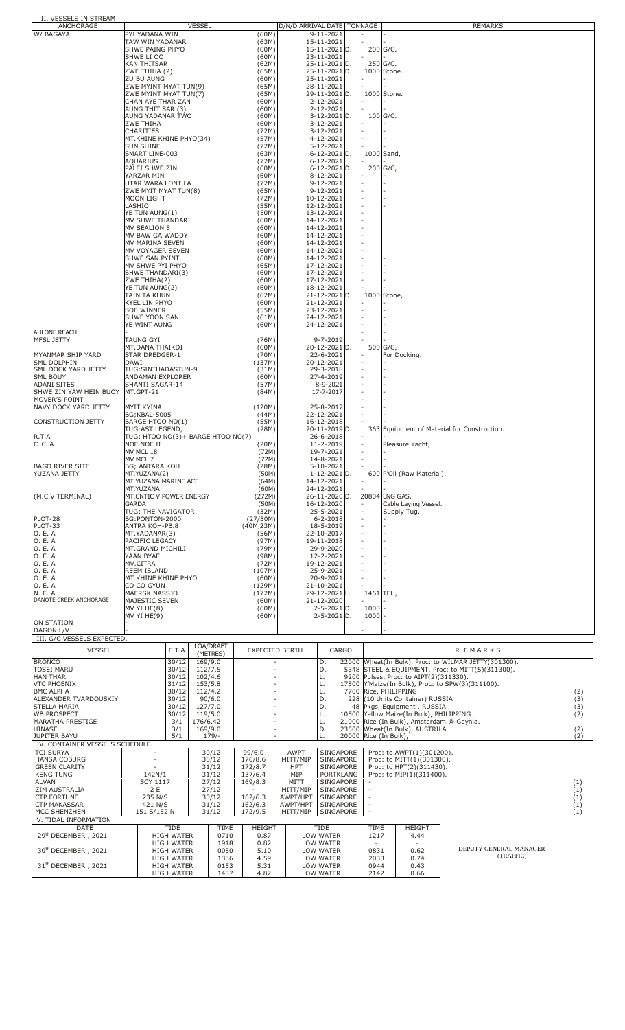## II. VESSELS IN STREAM

| ANCHORAGE | VESSEL | | D/N/D ARRIVAL DATE | | TONNAGE | REMARKS |
|---|---|---|---|---|---|---|
| W/ BAGAYA | PYI YADANA WIN | (60M) | 9-11-2021 | | - | - |
| | TAW WIN YADANAR | (63M) | 15-11-2021 | | - | - |
| | SHWE PAING PHYO | (60M) | 15-11-2021 | D. | 200 | G/C. |
| | SHWE LI OO | (60M) | 23-11-2021 | | - | - |
| | KAN THITSAR | (62M) | 25-11-2021 | D. | 250 | G/C. |
| | ZWE THIHA (2) | (65M) | 25-11-2021 | D. | 1000 | Stone. |
| | ZU BU AUNG | (60M) | 25-11-2021 | | - | - |
| | ZWE MYINT MYAT TUN(9) | (65M) | 28-11-2021 | | - | - |
| | ZWE MYINT MYAT TUN(7) | (65M) | 29-11-2021 | D. | 1000 | Stone. |
| | CHAN AYE THAR ZAN | (60M) | 2-12-2021 | | - | - |
| | AUNG THIT SAR (3) | (60M) | 2-12-2021 | | - | - |
| | AUNG YADANAR TWO | (60M) | 3-12-2021 | D. | 100 | G/C. |
| | ZWE THIHA | (60M) | 3-12-2021 | | - | - |
| | CHARITIES | (72M) | 3-12-2021 | | - | - |
| | MT.KHINE KHINE PHYO(34) | (57M) | 4-12-2021 | | - | - |
| | SUN SHINE | (72M) | 5-12-2021 | | - | - |
| | SMART LINE-003 | (63M) | 6-12-2021 | D. | 1000 | Sand, |
| | AQUARIUS | (72M) | 6-12-2021 | | - | - |
| | PALEI SHWE ZIN | (60M) | 6-12-2021 | D. | 200 | G/C, |
| | YARZAR MIN | (60M) | 8-12-2021 | | - | - |
| | HTAR WARA LONT LA | (72M) | 9-12-2021 | | - | - |
| | ZWE MYIT MYAT TUN(8) | (65M) | 9-12-2021 | | - | - |
| | MOON LIGHT | (72M) | 10-12-2021 | | - | - |
| | LASHIO | (55M) | 12-12-2021 | | - | - |
| | YE TUN AUNG(1) | (50M) | 13-12-2021 | | - | |
| | MV SHWE THANDARI | (60M) | 14-12-2021 | | - | |
| | MV SEALION 5 | (60M) | 14-12-2021 | | - | |
| | MV BAW GA WADDY | (60M) | 14-12-2021 | | - | |
| | MV MARINA SEVEN | (60M) | 14-12-2021 | | - | |
| | MV VOYAGER SEVEN | (60M) | 14-12-2021 | | - | |
| | SHWE SAN PYINT | (60M) | 14-12-2021 | | - | - |
| | MV SHWE PYI PHYO | (65M) | 17-12-2021 | | - | - |
| | SHWE THANDARI(3) | (60M) | 17-12-2021 | | - | - |
| | ZWE THIHA(2) | (60M) | 17-12-2021 | | - | - |
| | YE TUN AUNG(2) | (60M) | 18-12-2021 | | - | - |
| | TAIN TA KHUN | (62M) | 21-12-2021 | D. | 1000 | Stone, |
| | KYEL LIN PHYO | (60M) | 21-12-2021 | | - | - |
| | SOE WINNER | (55M) | 23-12-2021 | | - | - |
| | SHWE YOON SAN | (61M) | 24-12-2021 | | - | - |
| | YE WINT AUNG | (60M) | 24-12-2021 | | - | - |
| AHLONE REACH | - | | | | - | - |
| MFSL JETTY | TAUNG GYI | (76M) | 9-7-2019 | | - | - |
| | MT.DANA THAIKDI | (60M) | 20-12-2021 | D. | 500 | G/C, |
| MYANMAR SHIP YARD | STAR DREDGER-1 | (70M) | 22-6-2021 | | - | For Docking. |
| SML DOLPHIN | DAWI | (137M) | 20-12-2021 | | - | - |
| SML DOCK YARD JETTY | TUG:SINTHADASTUN-9 | (31M) | 29-3-2018 | | - | - |
| SML BOUY | ANDAMAN EXPLORER | (60M) | 27-4-2019 | | - | - |
| ADANI SITES | SHANTI SAGAR-14 | (57M) | 8-9-2021 | | - | - |
| SHWE ZIN YAW HEIN BUOY | MT.GPT-21 | (84M) | 17-7-2017 | | - | - |
| MOVER'S POINT | - | | | | - | - |
| NAVY DOCK YARD JETTY | MYIT KYINA | (120M) | 25-8-2017 | | - | - |
| | BG;KBAL-5005 | (44M) | 22-12-2021 | | - | - |
| CONSTRUCTION JETTY | BARGE HTOO NO(1) | (55M) | 16-12-2018 | | - | - |
| | TUG:AST LEGEND, | (28M) | 20-11-2019 | D. | 363 | Equipment of Material for Construction. |
| R.T.A | TUG: HTOO NO(3)+ BARGE HTOO NO(7) | | 26-6-2018 | | - | - |
| C. C. A | NOE NOE II | (20M) | 11-2-2019 | | - | Pleasure Yacht, |
| | MV MCL 18 | (72M) | 19-7-2021 | | - | - |
| | MV MCL 7 | (72M) | 14-8-2021 | | - | - |
| BAGO RIVER SITE | BG; ANTARA KOH | (28M) | 5-10-2021 | | - | - |
| YUZANA JETTY | MT.YUZANA(2) | (50M) | 1-12-2021 | D. | 600 | P'Oil (Raw Material). |
| | MT.YUZANA MARINE ACE | (64M) | 14-12-2021 | | - | - |
| | MT.YUZANA | (60M) | 24-12-2021 | | - | - |
| (M.C.V TERMINAL) | MT.CNTIC V POWER ENERGY | (272M) | 26-11-2020 | D. | 20804 | LNG GAS. |
| | GARDA | (50M) | 16-12-2020 | | - | Cable Laying Vessel. |
| | TUG: THE NAVIGATOR | (32M) | 25-5-2021 | | - | Supply Tug. |
| PLOT-28 | BG:PONTON-2000 | (27/50M) | 6-2-2018 | | - | - |
| PLOT-33 | ANTRA KOH-PB.8 | (40M,23M) | 18-5-2019 | | - | - |
| O. E. A | MT.YADANAR(3) | (56M) | 22-10-2017 | | - | - |
| O. E. A | PACIFIC LEGACY | (97M) | 19-11-2018 | | - | - |
| O. E. A | MT.GRAND MICHILI | (79M) | 29-9-2020 | | - | - |
| O. E. A | YAAN BYAE | (98M) | 12-2-2021 | | - | - |
| O. E. A | MV.CITRA | (72M) | 19-12-2021 | | - | - |
| O. E. A | REEM ISLAND | (107M) | 25-9-2021 | | - | - |
| O. E. A | MT.KHINE KHINE PHYO | (60M) | 20-9-2021 | | - | - |
| O. E. A | CO CO GYUN | (129M) | 21-10-2021 | | - | - |
| N. E. A | MAERSK NASSJO | (172M) | 29-12-2021 | L. | 1461 | TEU, |
| DANOTE CREEK ANCHORAGE | MAJESTIC SEVEN | (60M) | 21-12-2020 | | - | - |
| | MV YI HE(8) | (60M) | 2-5-2021 | D. | 1000 | - |
| | MV YI HE(9) | (60M) | 2-5-2021 | D. | 1000 | - |
| ON STATION | - | | | | - | - |
| DAGON L/V | - | | | | - | - |

## III. G/C VESSELS EXPECTED.

| VESSEL | E.T.A | LOA/DRAFT (METRES) | EXPECTED BERTH | CARGO | | REMARKS | |
|---|---|---|---|---|---|---|---|
| BRONCO | 30/12 | 169/9.0 | - | D. | 22000 | Wheat(In Bulk), Proc: to WILMAR JETTY(301300). | |
| TOSEI MARU | 30/12 | 112/7.5 | - | D. | 5348 | STEEL & EQUIPMENT, Proc: to MITT(5)(311300). | |
| HAN THAR | 30/12 | 102/4.6 | - | L. | 9200 | Pulses, Proc: to AIPT(2)(311330). | |
| VTC PHOENIX | 31/12 | 153/5.8 | - | L. | 17500 | Y'Maize(In Bulk), Proc: to SPW(3)(311100). | |
| BMC ALPHA | 30/12 | 112/4.2 | - | L. | 7700 | Rice, PHILIPPING | (2) |
| ALEXANDER TVARDOUSKIY | 30/12 | 90/6.0 | - | D. | 228 | (10 Units Container) RUSSIA | (3) |
| STELLA MARIA | 30/12 | 127/7.0 | - | D. | 48 | Pkgs, Equipment , RUSSIA | (3) |
| WB PROSPECT | 30/12 | 119/5.0 | - | L. | 10500 | Yellow Maize(In Bulk), PHILIPPING | (2) |
| MARATHA PRESTIGE | 3/1 | 176/6.42 | - | L. | 21000 | Rice (In Bulk), Amsterdam @ Gdynia. | |
| HINASE | 3/1 | 169/9.0 | - | D. | 23500 | Wheat(In Bulk), AUSTRILA | (2) |
| JUPITER BAYU | 5/1 | 179/- | - | L. | 20000 | Rice (In Bulk), | (2) |

## IV. CONTAINER VESSELS SCHEDULE.

| VESSEL | | ETA | LOA/DRAFT | BERTH | FROM | REMARKS | |
|---|---|---|---|---|---|---|---|
| TCI SURYA | - | 30/12 | 99/6.0 | AWPT | SINGAPORE | Proc: to AWPT(1)(301200). | |
| HANSA COBURG | - | 30/12 | 176/8.6 | MITT/MIP | SINGAPORE | Proc: to MITT(1)(301300). | |
| GREEN CLARITY | - | 31/12 | 172/8.7 | HPT | SINGAPORE | Proc: to HPT(2)(311430). | |
| KENG TUNG | 142N/1 | 31/12 | 137/6.4 | MIP | PORTKLANG | Proc: to MIP(1)(311400). | |
| ALVAN | SCY 1117 | 27/12 | 169/8.3 | MITT | SINGAPORE | - | (1) |
| ZIM AUSTRALIA | 2 E | 27/12 | - | MITT/MIP | SINGAPORE | - | (1) |
| CTP FORTUNE | 235 N/S | 30/12 | 162/6.3 | AWPT/HPT | SINGAPORE | - | (1) |
| CTP MAKASSAR | 421 N/S | 31/12 | 162/6.3 | AWPT/HPT | SINGAPORE | - | (1) |
| MCC SHENZHEN | 151 S/152 N | 31/12 | 172/9.5 | MITT/MIP | SINGAPORE | - | (1) |

## V. TIDAL INFORMATION

| DATE | TIDE | TIME | HEIGHT | TIDE | TIME | HEIGHT |
|---|---|---|---|---|---|---|
| 29th DECEMBER , 2021 | HIGH WATER | 0710 | 0.87 | LOW WATER | 1217 | 4.44 |
| | HIGH WATER | 1918 | 0.82 | LOW WATER | - | - |
| 30th DECEMBER , 2021 | HIGH WATER | 0050 | 5.10 | LOW WATER | 0831 | 0.62 |
| | HIGH WATER | 1336 | 4.59 | LOW WATER | 2033 | 0.74 |
| 31th DECEMBER , 2021 | HIGH WATER | 0153 | 5.31 | LOW WATER | 0944 | 0.43 |
| | HIGH WATER | 1437 | 4.82 | LOW WATER | 2142 | 0.66 |

DEPUTY GENERAL MANAGER
(TRAFFIC)